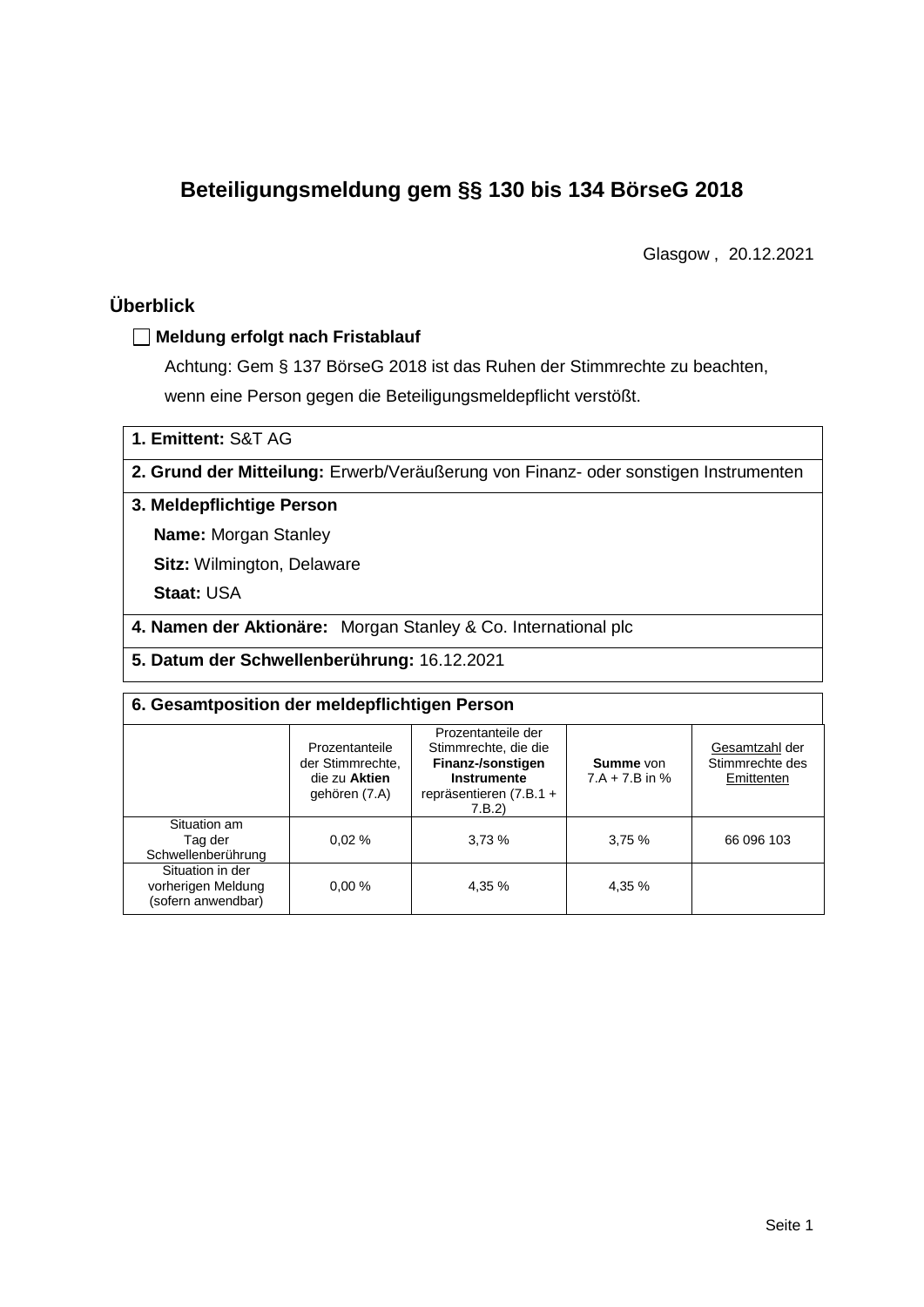# Beteiligungsmeldung gem §§ 130 bis 134 BörseG 2018

Glasgow , 20.12.2021

## Überblick

☐ **Meldung erfolgt nach Fristablauf**

Achtung: Gem § 137 BörseG 2018 ist das Ruhen der Stimmrechte zu beachten, wenn eine Person gegen die Beteiligungsmeldepflicht verstößt.

**1. Emittent:** S&T AG

**2. Grund der Mitteilung:** Erwerb/Veräußerung von Finanz- oder sonstigen Instrumenten

**3. Meldepflichtige Person**

**Name:** Morgan Stanley

**Sitz:** Wilmington, Delaware

**Staat:** USA

**4. Namen der Aktionäre:** Morgan Stanley & Co. International plc

**5. Datum der Schwellenberührung:** 16.12.2021

**6. Gesamtposition der meldepflichtigen Person**

| | Prozentanteile der Stimmrechte, die zu **Aktien** gehören (7.A) | Prozentanteile der Stimmrechte, die die **Finanz-/sonstigen Instrumente** repräsentieren (7.B.1 + 7.B.2) | **Summe** von 7.A + 7.B in % | Gesamtzahl der Stimmrechte des Emittenten |
|---|---|---|---|---|
| Situation am Tag der Schwellenberührung | 0,02 % | 3,73 % | 3,75 % | 66 096 103 |
| Situation in der vorherigen Meldung (sofern anwendbar) | 0,00 % | 4,35 % | 4,35 % | |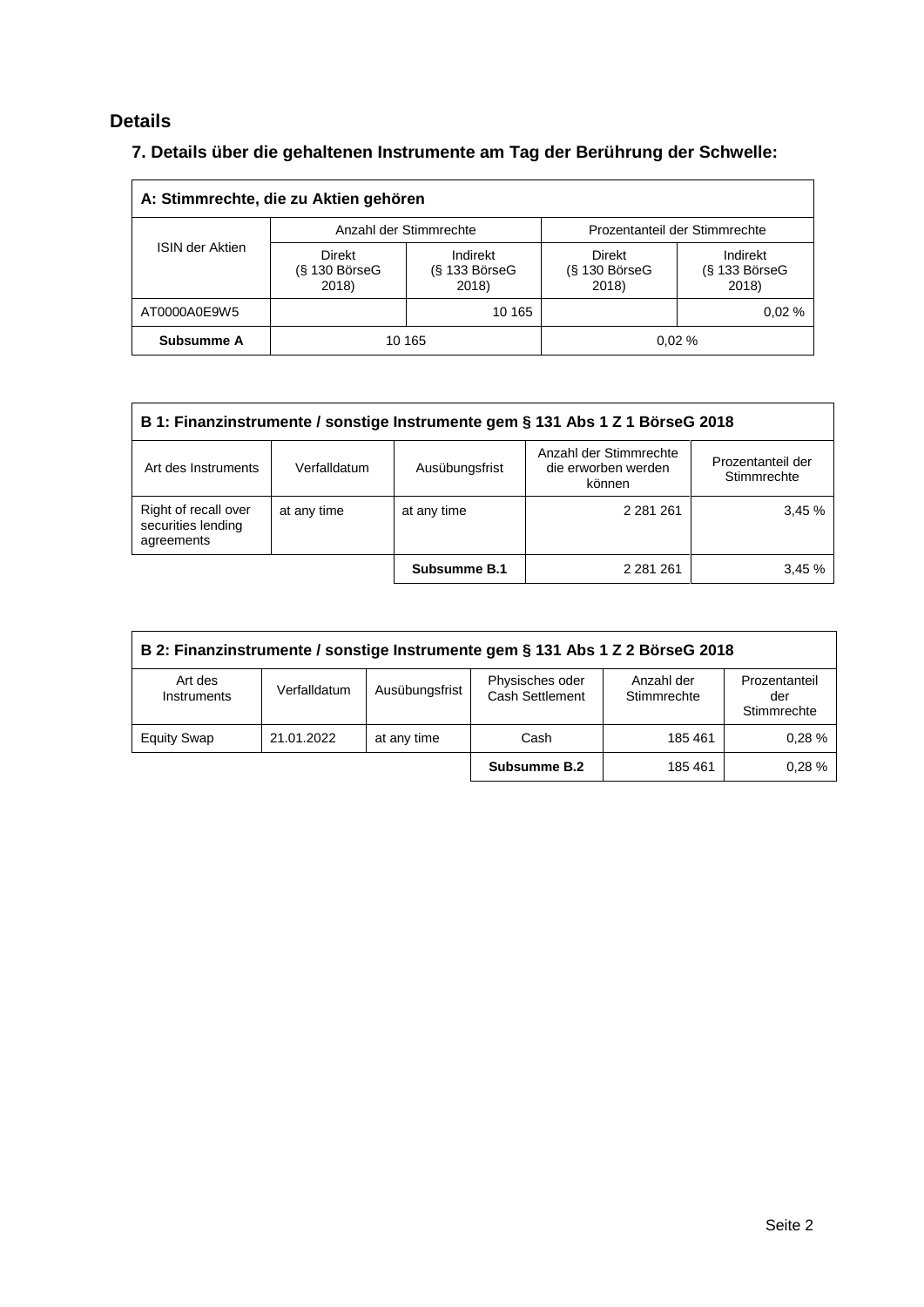## Details

### 7. Details über die gehaltenen Instrumente am Tag der Berührung der Schwelle:

| A: Stimmrechte, die zu Aktien gehören | | | | |
|---|---|---|---|---|
| ISIN der Aktien | Anzahl der Stimmrechte | | Prozentanteil der Stimmrechte | |
| | Direkt (§ 130 BörseG 2018) | Indirekt (§ 133 BörseG 2018) | Direkt (§ 130 BörseG 2018) | Indirekt (§ 133 BörseG 2018) |
| AT0000A0E9W5 | | 10 165 | | 0,02 % |
| **Subsumme A** | 10 165 | | 0,02 % | |

| B 1: Finanzinstrumente / sonstige Instrumente gem § 131 Abs 1 Z 1 BörseG 2018 | | | | |
|---|---|---|---|---|
| Art des Instruments | Verfalldatum | Ausübungsfrist | Anzahl der Stimmrechte die erworben werden können | Prozentanteil der Stimmrechte |
| Right of recall over securities lending agreements | at any time | at any time | 2 281 261 | 3,45 % |
| | | **Subsumme B.1** | 2 281 261 | 3,45 % |

| B 2: Finanzinstrumente / sonstige Instrumente gem § 131 Abs 1 Z 2 BörseG 2018 | | | | | |
|---|---|---|---|---|---|
| Art des Instruments | Verfalldatum | Ausübungsfrist | Physisches oder Cash Settlement | Anzahl der Stimmrechte | Prozentanteil der Stimmrechte |
| Equity Swap | 21.01.2022 | at any time | Cash | 185 461 | 0,28 % |
| | | | **Subsumme B.2** | 185 461 | 0,28 % |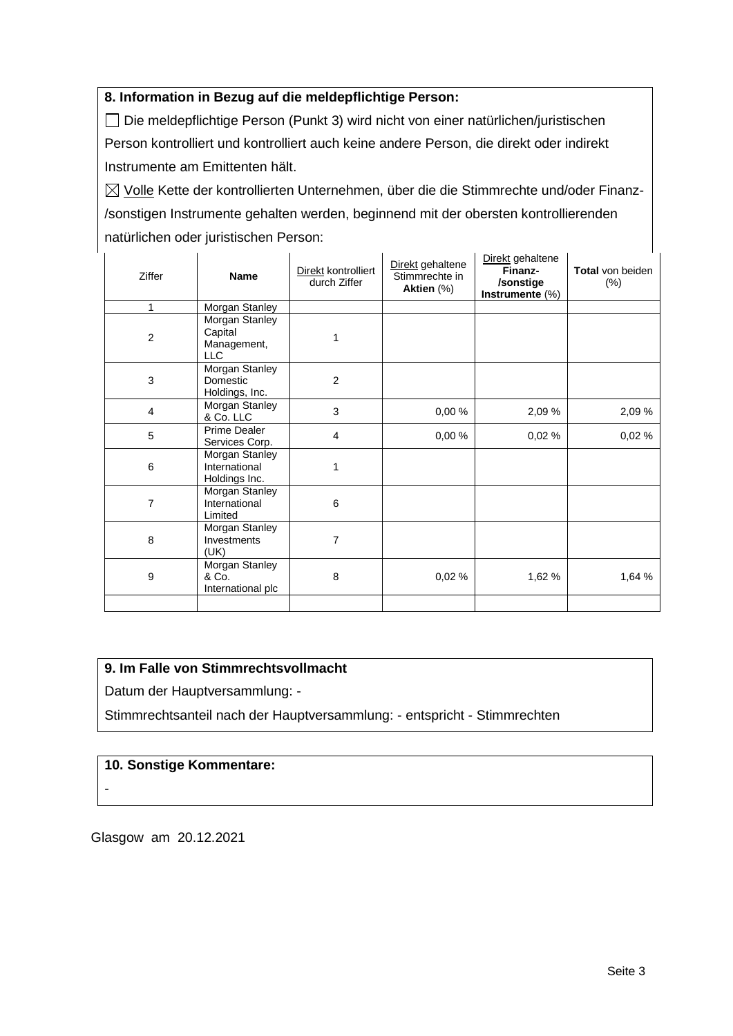**8. Information in Bezug auf die meldepflichtige Person:**

☐ Die meldepflichtige Person (Punkt 3) wird nicht von einer natürlichen/juristischen Person kontrolliert und kontrolliert auch keine andere Person, die direkt oder indirekt Instrumente am Emittenten hält.

☒ Volle Kette der kontrollierten Unternehmen, über die die Stimmrechte und/oder Finanz-/sonstigen Instrumente gehalten werden, beginnend mit der obersten kontrollierenden natürlichen oder juristischen Person:

| Ziffer | Name | Direkt kontrolliert durch Ziffer | Direkt gehaltene Stimmrechte in **Aktien** (%) | Direkt gehaltene **Finanz-/sonstige Instrumente** (%) | **Total** von beiden (%) |
|---|---|---|---|---|---|
| 1 | Morgan Stanley | | | | |
| 2 | Morgan Stanley Capital Management, LLC | 1 | | | |
| 3 | Morgan Stanley Domestic Holdings, Inc. | 2 | | | |
| 4 | Morgan Stanley & Co. LLC | 3 | 0,00 % | 2,09 % | 2,09 % |
| 5 | Prime Dealer Services Corp. | 4 | 0,00 % | 0,02 % | 0,02 % |
| 6 | Morgan Stanley International Holdings Inc. | 1 | | | |
| 7 | Morgan Stanley International Limited | 6 | | | |
| 8 | Morgan Stanley Investments (UK) | 7 | | | |
| 9 | Morgan Stanley & Co. International plc | 8 | 0,02 % | 1,62 % | 1,64 % |
| | | | | | |

**9. Im Falle von Stimmrechtsvollmacht**

Datum der Hauptversammlung: -

Stimmrechtsanteil nach der Hauptversammlung: - entspricht - Stimmrechten

**10. Sonstige Kommentare:**

-

Glasgow am 20.12.2021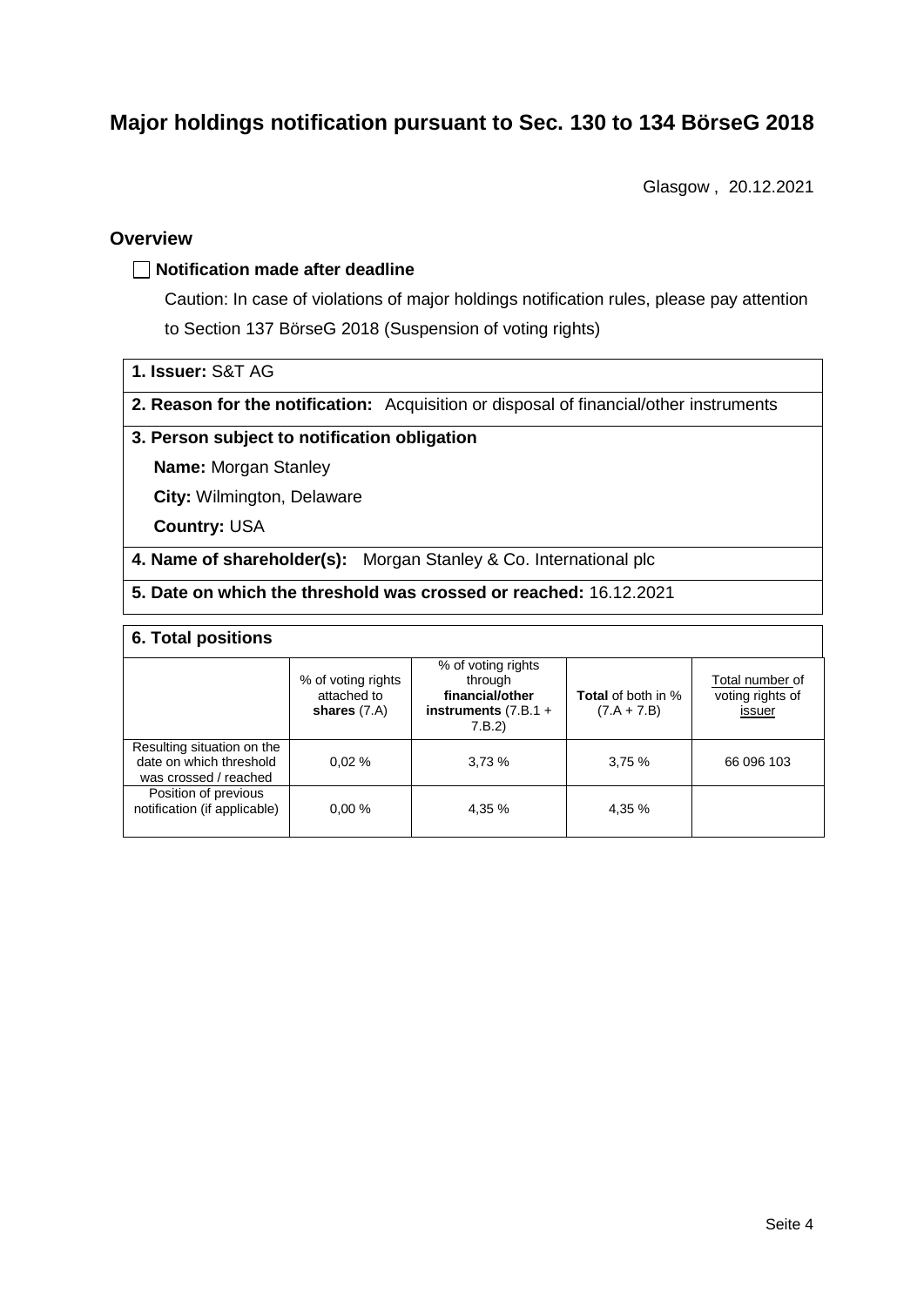# Major holdings notification pursuant to Sec. 130 to 134 BörseG 2018

Glasgow , 20.12.2021

## Overview

☐ **Notification made after deadline**

Caution: In case of violations of major holdings notification rules, please pay attention to Section 137 BörseG 2018 (Suspension of voting rights)

**1. Issuer:** S&T AG

**2. Reason for the notification:** Acquisition or disposal of financial/other instruments

**3. Person subject to notification obligation**

**Name:** Morgan Stanley

**City:** Wilmington, Delaware

**Country:** USA

**4. Name of shareholder(s):** Morgan Stanley & Co. International plc

**5. Date on which the threshold was crossed or reached:** 16.12.2021

**6. Total positions**

| | % of voting rights attached to **shares** (7.A) | % of voting rights through **financial/other instruments** (7.B.1 + 7.B.2) | **Total** of both in % (7.A + 7.B) | Total number of voting rights of issuer |
|---|---|---|---|---|
| Resulting situation on the date on which threshold was crossed / reached | 0,02 % | 3,73 % | 3,75 % | 66 096 103 |
| Position of previous notification (if applicable) | 0,00 % | 4,35 % | 4,35 % | |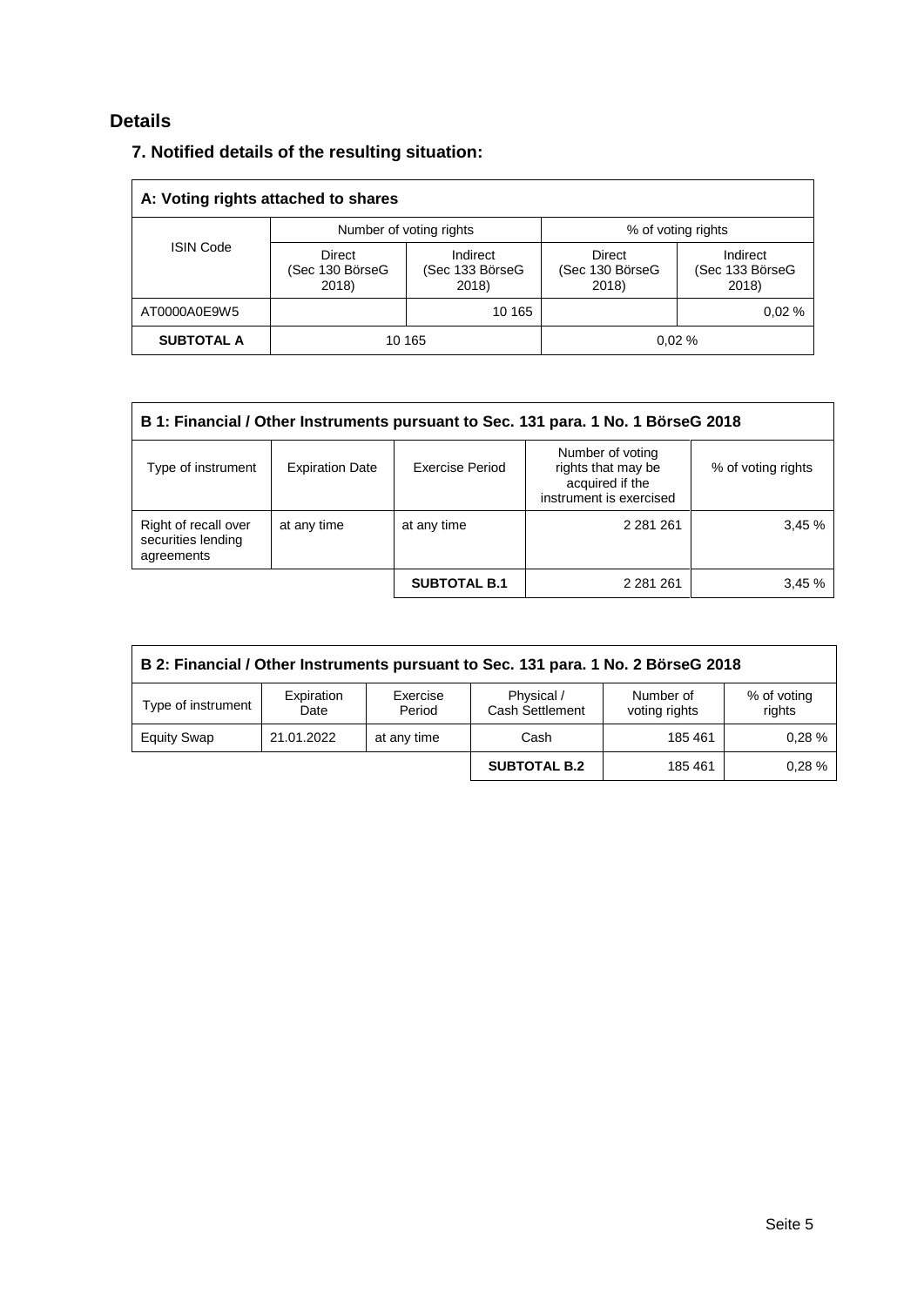## Details

### 7. Notified details of the resulting situation:

| A: Voting rights attached to shares | | | | |
|---|---|---|---|---|
| ISIN Code | Number of voting rights | | % of voting rights | |
| | Direct (Sec 130 BörseG 2018) | Indirect (Sec 133 BörseG 2018) | Direct (Sec 130 BörseG 2018) | Indirect (Sec 133 BörseG 2018) |
| AT0000A0E9W5 | | 10 165 | | 0,02 % |
| **SUBTOTAL A** | 10 165 | | 0,02 % | |

| B 1: Financial / Other Instruments pursuant to Sec. 131 para. 1 No. 1 BörseG 2018 | | | | |
|---|---|---|---|---|
| Type of instrument | Expiration Date | Exercise Period | Number of voting rights that may be acquired if the instrument is exercised | % of voting rights |
| Right of recall over securities lending agreements | at any time | at any time | 2 281 261 | 3,45 % |
| | | **SUBTOTAL B.1** | 2 281 261 | 3,45 % |

| B 2: Financial / Other Instruments pursuant to Sec. 131 para. 1 No. 2 BörseG 2018 | | | | | |
|---|---|---|---|---|---|
| Type of instrument | Expiration Date | Exercise Period | Physical / Cash Settlement | Number of voting rights | % of voting rights |
| Equity Swap | 21.01.2022 | at any time | Cash | 185 461 | 0,28 % |
| | | | **SUBTOTAL B.2** | 185 461 | 0,28 % |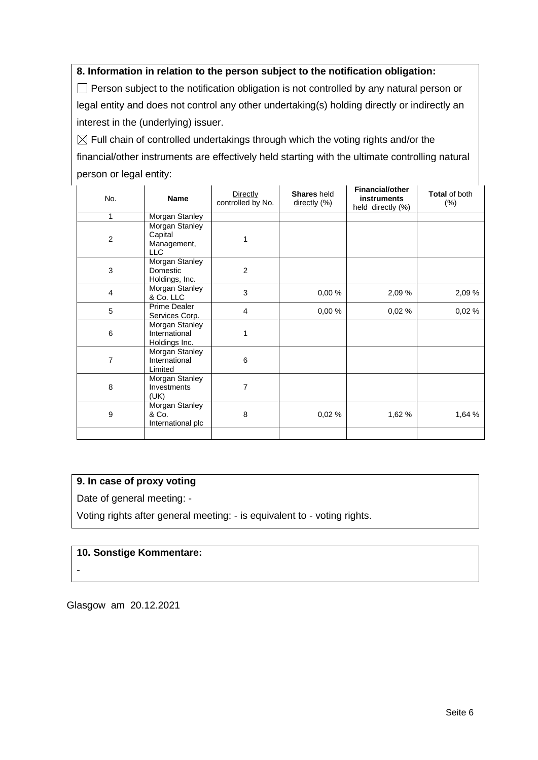**8. Information in relation to the person subject to the notification obligation:**

☐ Person subject to the notification obligation is not controlled by any natural person or legal entity and does not control any other undertaking(s) holding directly or indirectly an interest in the (underlying) issuer.

☒ Full chain of controlled undertakings through which the voting rights and/or the financial/other instruments are effectively held starting with the ultimate controlling natural person or legal entity:

| No. | Name | Directly controlled by No. | **Shares** held directly (%) | **Financial/other instruments** held directly (%) | **Total** of both (%) |
|---|---|---|---|---|---|
| 1 | Morgan Stanley | | | | |
| 2 | Morgan Stanley Capital Management, LLC | 1 | | | |
| 3 | Morgan Stanley Domestic Holdings, Inc. | 2 | | | |
| 4 | Morgan Stanley & Co. LLC | 3 | 0,00 % | 2,09 % | 2,09 % |
| 5 | Prime Dealer Services Corp. | 4 | 0,00 % | 0,02 % | 0,02 % |
| 6 | Morgan Stanley International Holdings Inc. | 1 | | | |
| 7 | Morgan Stanley International Limited | 6 | | | |
| 8 | Morgan Stanley Investments (UK) | 7 | | | |
| 9 | Morgan Stanley & Co. International plc | 8 | 0,02 % | 1,62 % | 1,64 % |
| | | | | | |

**9. In case of proxy voting**

Date of general meeting: -

Voting rights after general meeting: - is equivalent to - voting rights.

**10. Sonstige Kommentare:**

-

Glasgow am 20.12.2021